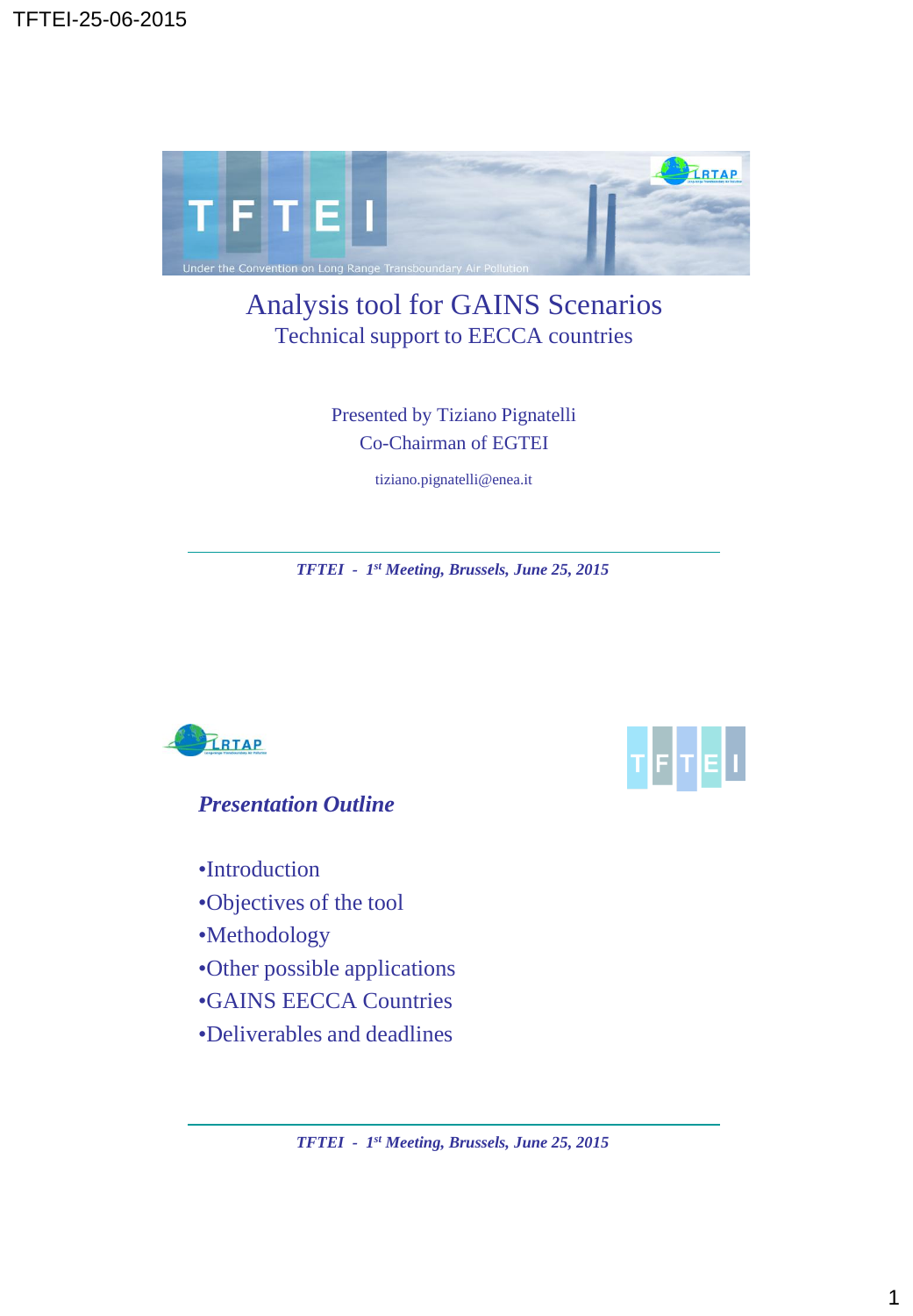# Analysis tool for GAINS Scenarios

## Technical support to EECCA countries

Presented by Tiziano Pignatelli

Co-Chairman of EGTEI

tiziano.pignatelli@enea.it

*TFTEI - 1st Meeting, Brussels, June 25, 2015*

---

### *Presentation Outline*

- Introduction
- Objectives of the tool
- Methodology
- Other possible applications
- GAINS EECCA Countries
- Deliverables and deadlines

*TFTEI - 1st Meeting, Brussels, June 25, 2015*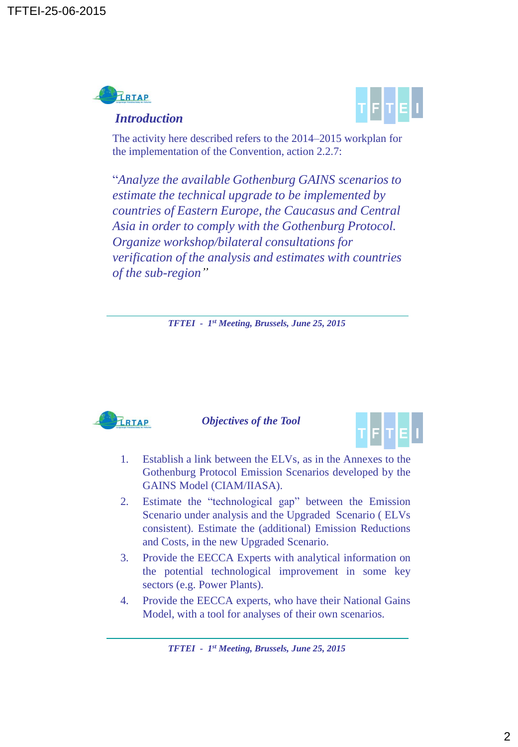## Introduction

The activity here described refers to the 2014–2015 workplan for the implementation of the Convention, action 2.2.7:

"*Analyze the available Gothenburg GAINS scenarios to estimate the technical upgrade to be implemented by countries of Eastern Europe, the Caucasus and Central Asia in order to comply with the Gothenburg Protocol. Organize workshop/bilateral consultations for verification of the analysis and estimates with countries of the sub-region*"

*TFTEI - 1st Meeting, Brussels, June 25, 2015*

## Objectives of the Tool

1. Establish a link between the ELVs, as in the Annexes to the Gothenburg Protocol Emission Scenarios developed by the GAINS Model (CIAM/IIASA).
2. Estimate the "technological gap" between the Emission Scenario under analysis and the Upgraded Scenario ( ELVs consistent). Estimate the (additional) Emission Reductions and Costs, in the new Upgraded Scenario.
3. Provide the EECCA Experts with analytical information on the potential technological improvement in some key sectors (e.g. Power Plants).
4. Provide the EECCA experts, who have their National Gains Model, with a tool for analyses of their own scenarios.

*TFTEI - 1st Meeting, Brussels, June 25, 2015*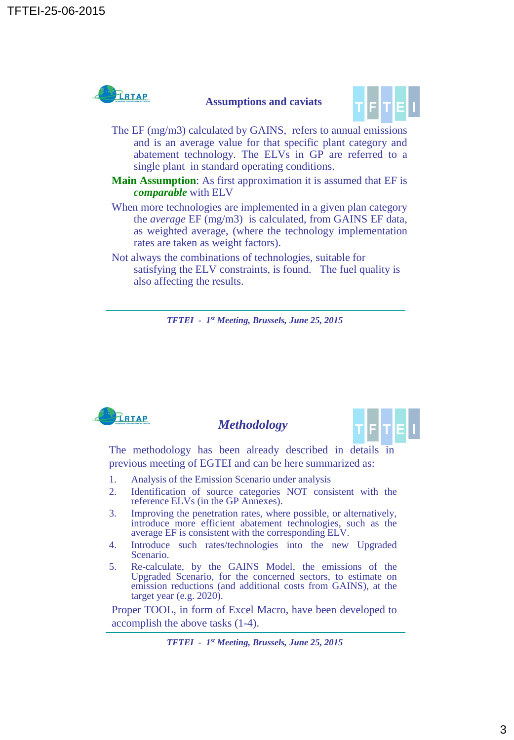## Assumptions and caviats

The EF (mg/m3) calculated by GAINS, refers to annual emissions and is an average value for that specific plant category and abatement technology. The ELVs in GP are referred to a single plant in standard operating conditions.

**Main Assumption**: As first approximation it is assumed that EF is ***comparable*** with ELV

When more technologies are implemented in a given plan category the *average* EF (mg/m3) is calculated, from GAINS EF data, as weighted average, (where the technology implementation rates are taken as weight factors).

Not always the combinations of technologies, suitable for satisfying the ELV constraints, is found. The fuel quality is also affecting the results.

*TFTEI - 1st Meeting, Brussels, June 25, 2015*

## *Methodology*

The methodology has been already described in details in previous meeting of EGTEI and can be here summarized as:

1. Analysis of the Emission Scenario under analysis
2. Identification of source categories NOT consistent with the reference ELVs (in the GP Annexes).
3. Improving the penetration rates, where possible, or alternatively, introduce more efficient abatement technologies, such as the average EF is consistent with the corresponding ELV.
4. Introduce such rates/technologies into the new Upgraded Scenario.
5. Re-calculate, by the GAINS Model, the emissions of the Upgraded Scenario, for the concerned sectors, to estimate on emission reductions (and additional costs from GAINS), at the target year (e.g. 2020).

Proper TOOL, in form of Excel Macro, have been developed to accomplish the above tasks (1-4).

*TFTEI - 1st Meeting, Brussels, June 25, 2015*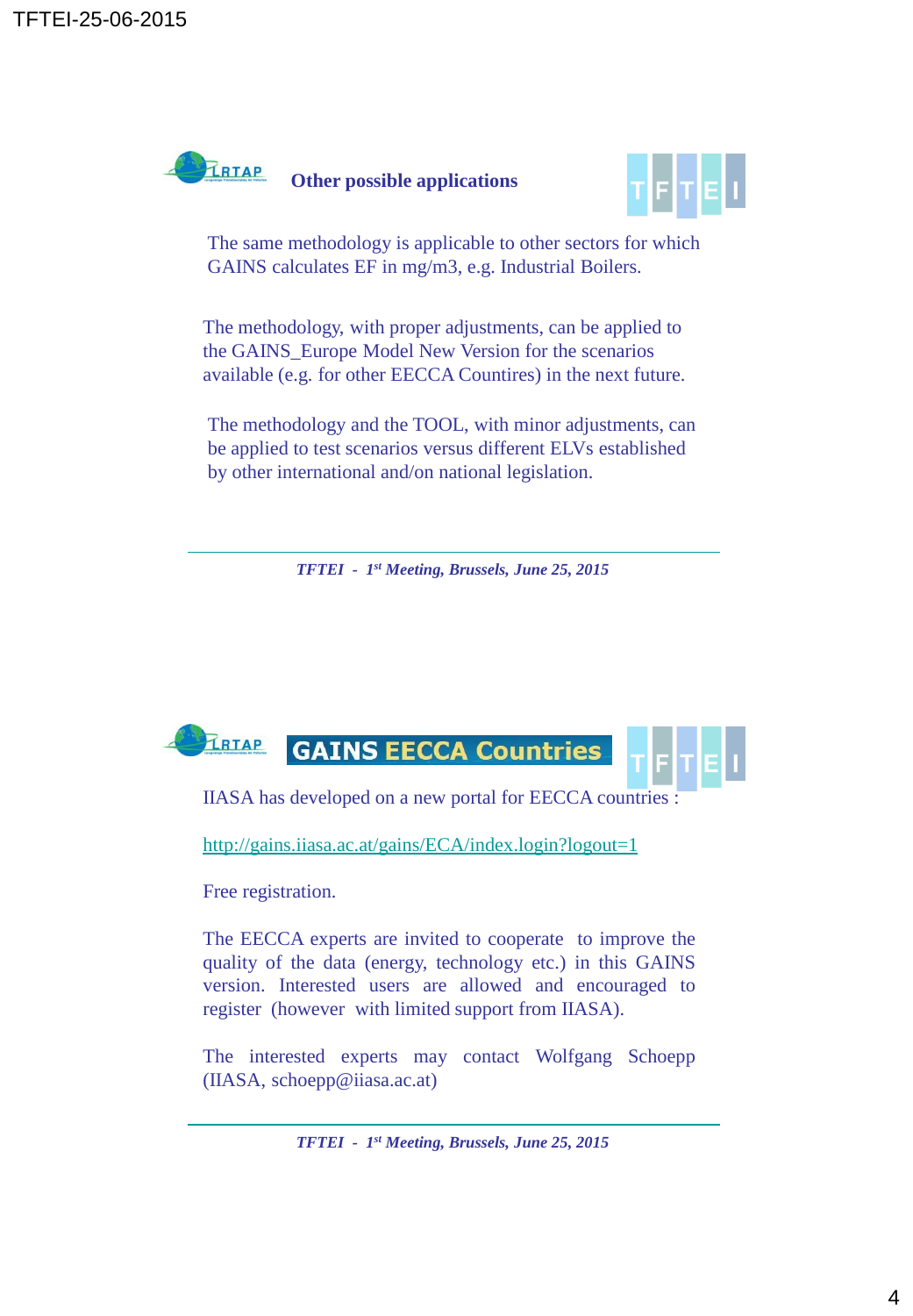## Other possible applications

The same methodology is applicable to other sectors for which GAINS calculates EF in mg/m3, e.g. Industrial Boilers.

The methodology, with proper adjustments, can be applied to the GAINS_Europe Model New Version for the scenarios available (e.g. for other EECCA Countires) in the next future.

The methodology and the TOOL, with minor adjustments, can be applied to test scenarios versus different ELVs established by other international and/on national legislation.

*TFTEI - 1st Meeting, Brussels, June 25, 2015*

## GAINS EECCA Countries

IIASA has developed on a new portal for EECCA countries :

http://gains.iiasa.ac.at/gains/ECA/index.login?logout=1

Free registration.

The EECCA experts are invited to cooperate to improve the quality of the data (energy, technology etc.) in this GAINS version. Interested users are allowed and encouraged to register (however with limited support from IIASA).

The interested experts may contact Wolfgang Schoepp (IIASA, schoepp@iiasa.ac.at)

*TFTEI - 1st Meeting, Brussels, June 25, 2015*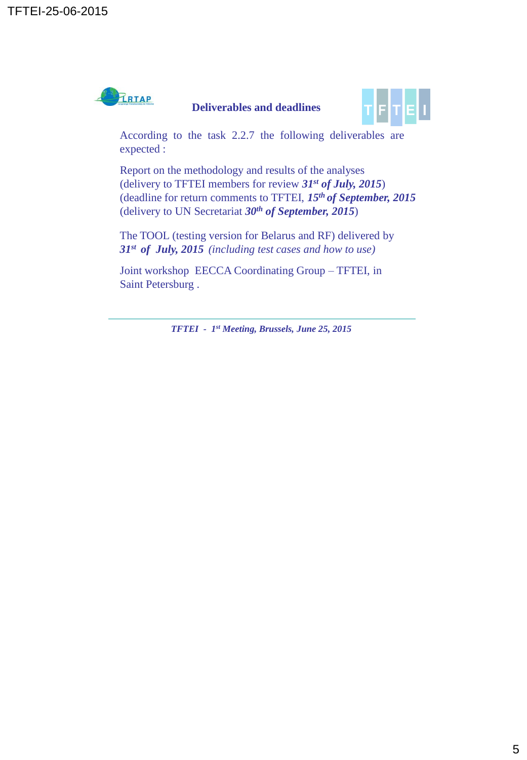## Deliverables and deadlines

According to the task 2.2.7 the following deliverables are expected :

Report on the methodology and results of the analyses
(delivery to TFTEI members for review ***31st of July, 2015***)
(deadline for return comments to TFTEI, ***15th of September, 2015***
(delivery to UN Secretariat ***30th of September, 2015***)

The TOOL (testing version for Belarus and RF) delivered by ***31st of July, 2015*** *(including test cases and how to use)*

Joint workshop EECCA Coordinating Group – TFTEI, in Saint Petersburg .

***TFTEI - 1st Meeting, Brussels, June 25, 2015***